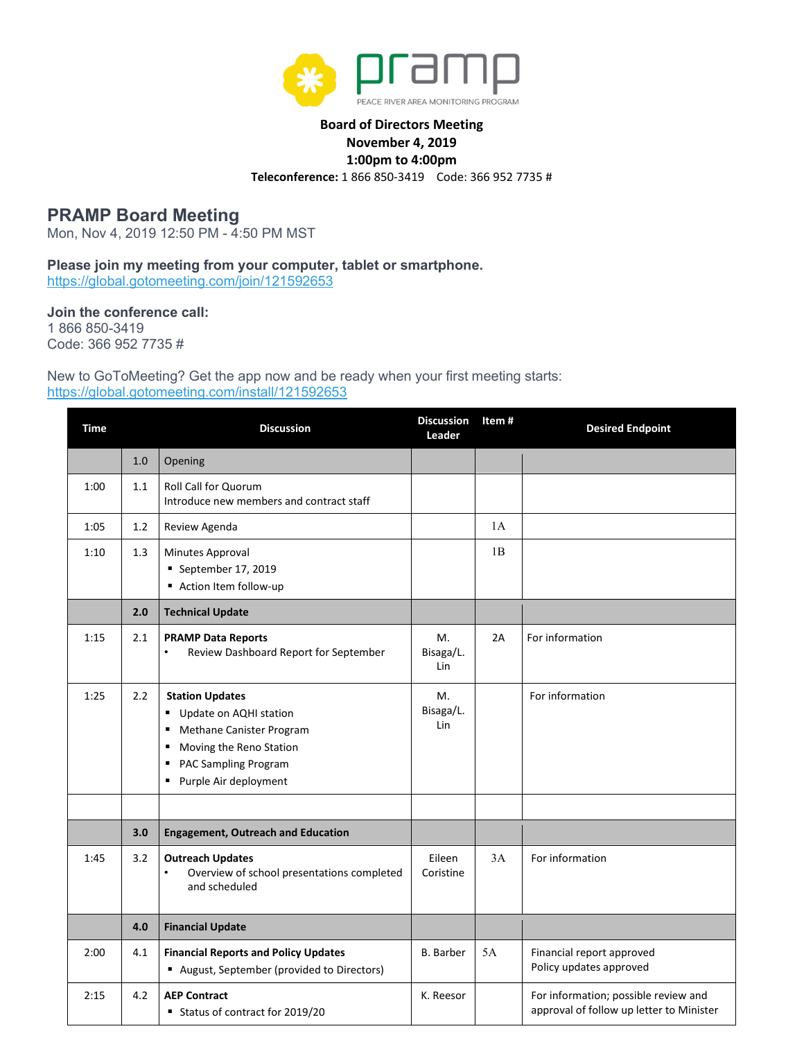pramp

PEACE RIVER AREA MONITORING PROGRAM

**Board of Directors Meeting**
**November 4, 2019**
**1:00pm to 4:00pm**
**Teleconference:** 1 866 850-3419 Code: 366 952 7735 #

## PRAMP Board Meeting

Mon, Nov 4, 2019 12:50 PM - 4:50 PM MST

**Please join my meeting from your computer, tablet or smartphone.**
https://global.gotomeeting.com/join/121592653

**Join the conference call:**
1 866 850-3419
Code: 366 952 7735 #

New to GoToMeeting? Get the app now and be ready when your first meeting starts:
https://global.gotomeeting.com/install/121592653

| Time | | Discussion | Discussion Leader | Item # | Desired Endpoint |
|---|---|---|---|---|---|
| | 1.0 | Opening | | | |
| 1:00 | 1.1 | Roll Call for Quorum<br>Introduce new members and contract staff | | | |
| 1:05 | 1.2 | Review Agenda | | 1A | |
| 1:10 | 1.3 | Minutes Approval<br>▪ September 17, 2019<br>▪ Action Item follow-up | | 1B | |
| | **2.0** | **Technical Update** | | | |
| 1:15 | 2.1 | **PRAMP Data Reports**<br>• Review Dashboard Report for September | M. Bisaga/L. Lin | 2A | For information |
| 1:25 | 2.2 | **Station Updates**<br>▪ Update on AQHI station<br>▪ Methane Canister Program<br>▪ Moving the Reno Station<br>▪ PAC Sampling Program<br>▪ Purple Air deployment | M. Bisaga/L. Lin | | For information |
| | | | | | |
| | **3.0** | **Engagement, Outreach and Education** | | | |
| 1:45 | 3.2 | **Outreach Updates**<br>• Overview of school presentations completed and scheduled | Eileen Coristine | 3A | For information |
| | **4.0** | **Financial Update** | | | |
| 2:00 | 4.1 | **Financial Reports and Policy Updates**<br>▪ August, September (provided to Directors) | B. Barber | 5A | Financial report approved<br>Policy updates approved |
| 2:15 | 4.2 | **AEP Contract**<br>▪ Status of contract for 2019/20 | K. Reesor | | For information; possible review and approval of follow up letter to Minister |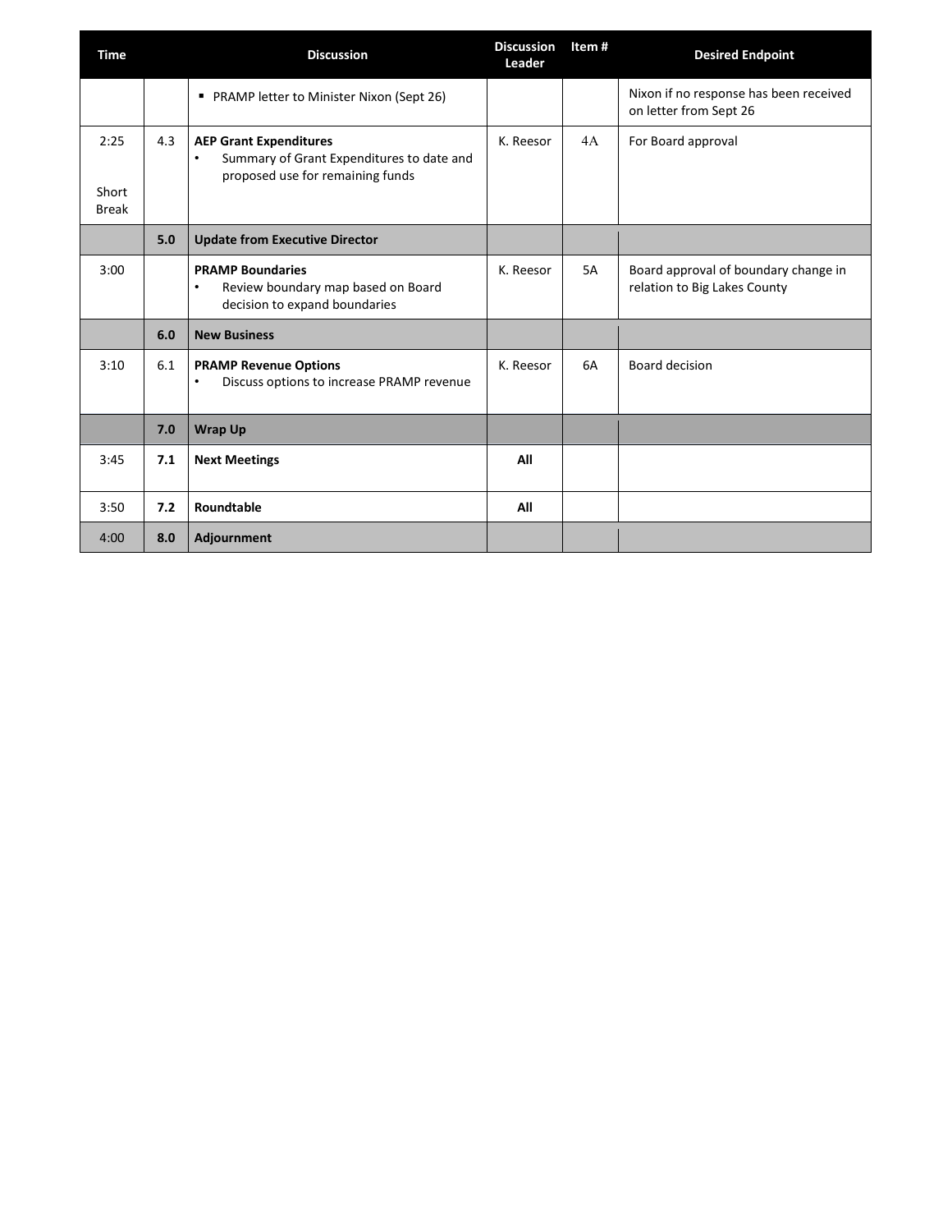| Time | | Discussion | Discussion Leader | Item # | Desired Endpoint |
|---|---|---|---|---|---|
| | | ▪ PRAMP letter to Minister Nixon (Sept 26) | | | Nixon if no response has been received on letter from Sept 26 |
| 2:25<br><br>Short Break | 4.3 | **AEP Grant Expenditures**<br>• Summary of Grant Expenditures to date and proposed use for remaining funds | K. Reesor | 4A | For Board approval |
| | **5.0** | **Update from Executive Director** | | | |
| 3:00 | | **PRAMP Boundaries**<br>• Review boundary map based on Board decision to expand boundaries | K. Reesor | 5A | Board approval of boundary change in relation to Big Lakes County |
| | **6.0** | **New Business** | | | |
| 3:10 | 6.1 | **PRAMP Revenue Options**<br>• Discuss options to increase PRAMP revenue | K. Reesor | 6A | Board decision |
| | **7.0** | **Wrap Up** | | | |
| 3:45 | **7.1** | **Next Meetings** | **All** | | |
| 3:50 | **7.2** | **Roundtable** | **All** | | |
| 4:00 | **8.0** | **Adjournment** | | | |